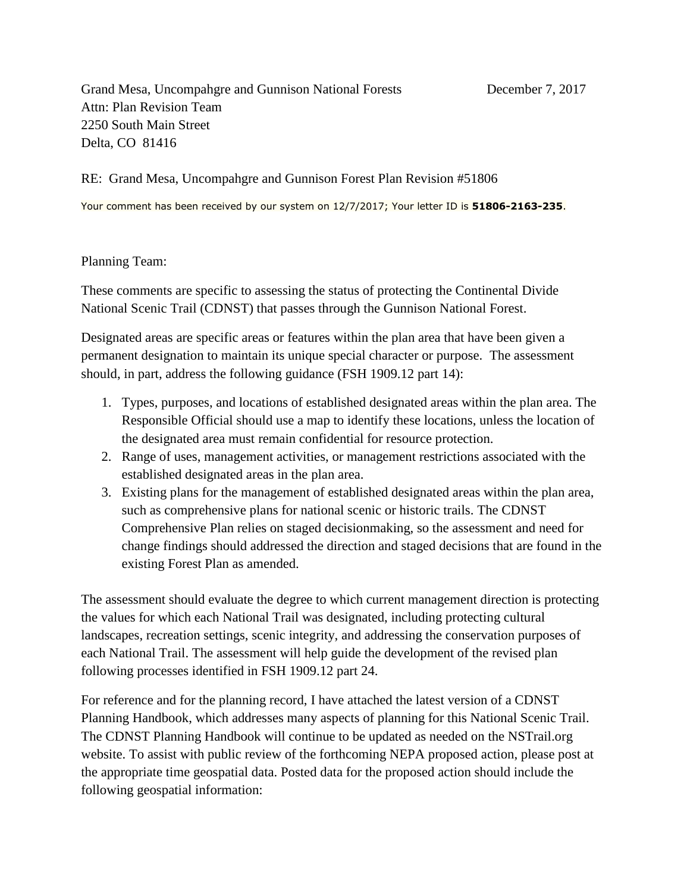Grand Mesa, Uncompahgre and Gunnison National Forests December 7, 2017
Attn: Plan Revision Team
2250 South Main Street
Delta, CO 81416

RE: Grand Mesa, Uncompahgre and Gunnison Forest Plan Revision #51806

Your comment has been received by our system on 12/7/2017; Your letter ID is **51806-2163-235**.

Planning Team:

These comments are specific to assessing the status of protecting the Continental Divide National Scenic Trail (CDNST) that passes through the Gunnison National Forest.

Designated areas are specific areas or features within the plan area that have been given a permanent designation to maintain its unique special character or purpose. The assessment should, in part, address the following guidance (FSH 1909.12 part 14):

1. Types, purposes, and locations of established designated areas within the plan area. The Responsible Official should use a map to identify these locations, unless the location of the designated area must remain confidential for resource protection.
2. Range of uses, management activities, or management restrictions associated with the established designated areas in the plan area.
3. Existing plans for the management of established designated areas within the plan area, such as comprehensive plans for national scenic or historic trails. The CDNST Comprehensive Plan relies on staged decisionmaking, so the assessment and need for change findings should addressed the direction and staged decisions that are found in the existing Forest Plan as amended.

The assessment should evaluate the degree to which current management direction is protecting the values for which each National Trail was designated, including protecting cultural landscapes, recreation settings, scenic integrity, and addressing the conservation purposes of each National Trail. The assessment will help guide the development of the revised plan following processes identified in FSH 1909.12 part 24.

For reference and for the planning record, I have attached the latest version of a CDNST Planning Handbook, which addresses many aspects of planning for this National Scenic Trail. The CDNST Planning Handbook will continue to be updated as needed on the NSTrail.org website. To assist with public review of the forthcoming NEPA proposed action, please post at the appropriate time geospatial data. Posted data for the proposed action should include the following geospatial information: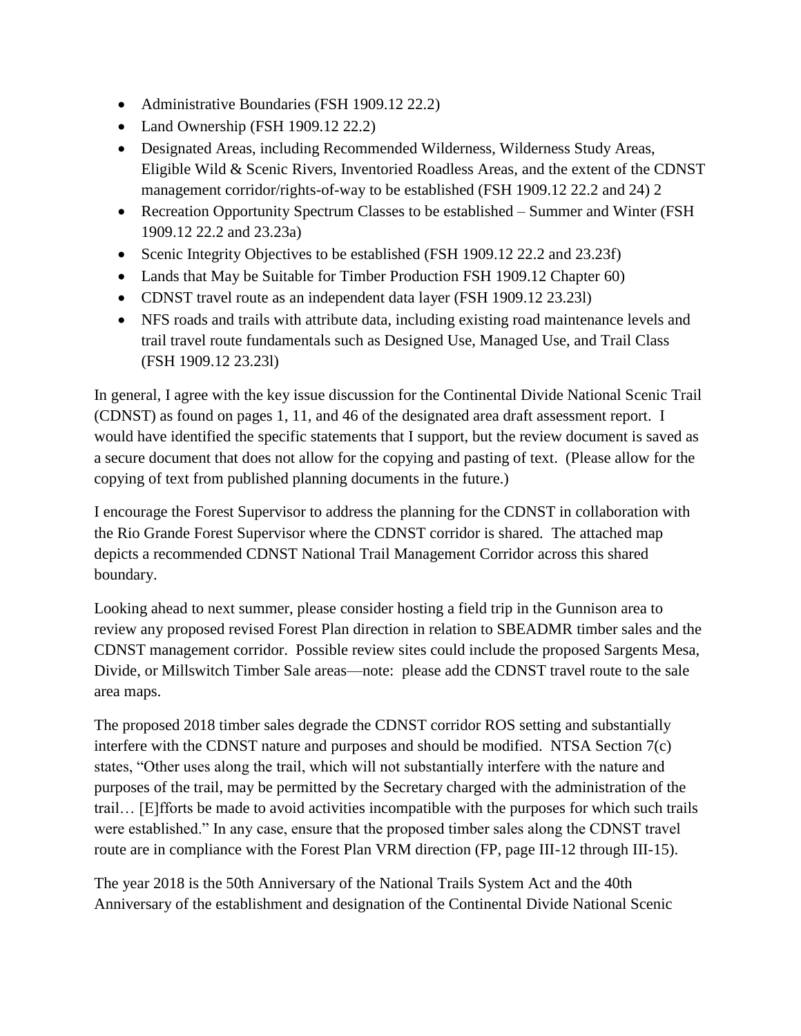- Administrative Boundaries (FSH 1909.12 22.2)
- Land Ownership (FSH 1909.12 22.2)
- Designated Areas, including Recommended Wilderness, Wilderness Study Areas, Eligible Wild & Scenic Rivers, Inventoried Roadless Areas, and the extent of the CDNST management corridor/rights-of-way to be established (FSH 1909.12 22.2 and 24) 2
- Recreation Opportunity Spectrum Classes to be established – Summer and Winter (FSH 1909.12 22.2 and 23.23a)
- Scenic Integrity Objectives to be established (FSH 1909.12 22.2 and 23.23f)
- Lands that May be Suitable for Timber Production FSH 1909.12 Chapter 60)
- CDNST travel route as an independent data layer (FSH 1909.12 23.23l)
- NFS roads and trails with attribute data, including existing road maintenance levels and trail travel route fundamentals such as Designed Use, Managed Use, and Trail Class (FSH 1909.12 23.23l)

In general, I agree with the key issue discussion for the Continental Divide National Scenic Trail (CDNST) as found on pages 1, 11, and 46 of the designated area draft assessment report. I would have identified the specific statements that I support, but the review document is saved as a secure document that does not allow for the copying and pasting of text. (Please allow for the copying of text from published planning documents in the future.)

I encourage the Forest Supervisor to address the planning for the CDNST in collaboration with the Rio Grande Forest Supervisor where the CDNST corridor is shared. The attached map depicts a recommended CDNST National Trail Management Corridor across this shared boundary.

Looking ahead to next summer, please consider hosting a field trip in the Gunnison area to review any proposed revised Forest Plan direction in relation to SBEADMR timber sales and the CDNST management corridor. Possible review sites could include the proposed Sargents Mesa, Divide, or Millswitch Timber Sale areas—note: please add the CDNST travel route to the sale area maps.

The proposed 2018 timber sales degrade the CDNST corridor ROS setting and substantially interfere with the CDNST nature and purposes and should be modified. NTSA Section 7(c) states, "Other uses along the trail, which will not substantially interfere with the nature and purposes of the trail, may be permitted by the Secretary charged with the administration of the trail… [E]fforts be made to avoid activities incompatible with the purposes for which such trails were established." In any case, ensure that the proposed timber sales along the CDNST travel route are in compliance with the Forest Plan VRM direction (FP, page III-12 through III-15).

The year 2018 is the 50th Anniversary of the National Trails System Act and the 40th Anniversary of the establishment and designation of the Continental Divide National Scenic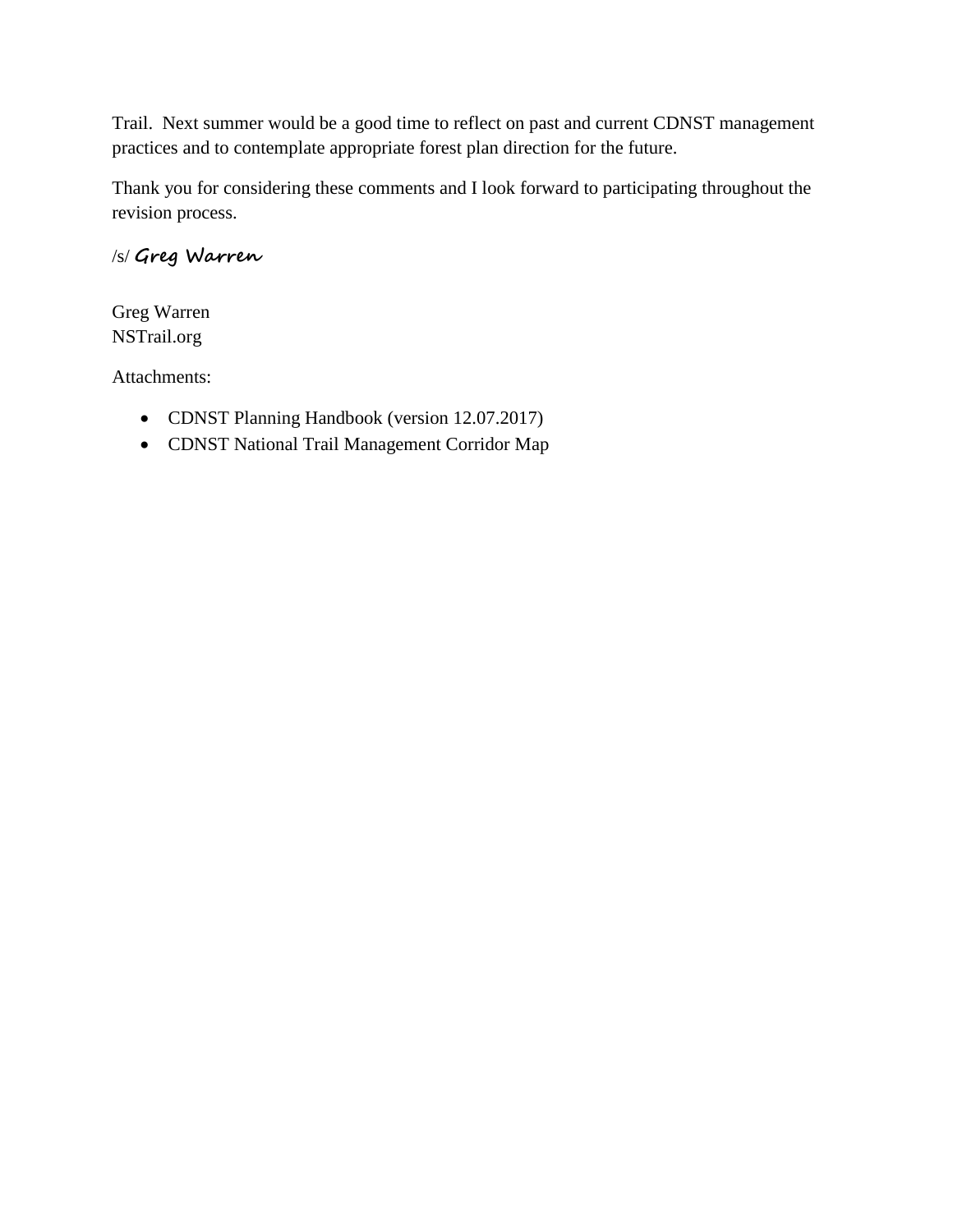Trail. Next summer would be a good time to reflect on past and current CDNST management practices and to contemplate appropriate forest plan direction for the future.

Thank you for considering these comments and I look forward to participating throughout the revision process.

/s/ Greg Warren

Greg Warren
NSTrail.org

Attachments:

- CDNST Planning Handbook (version 12.07.2017)
- CDNST National Trail Management Corridor Map